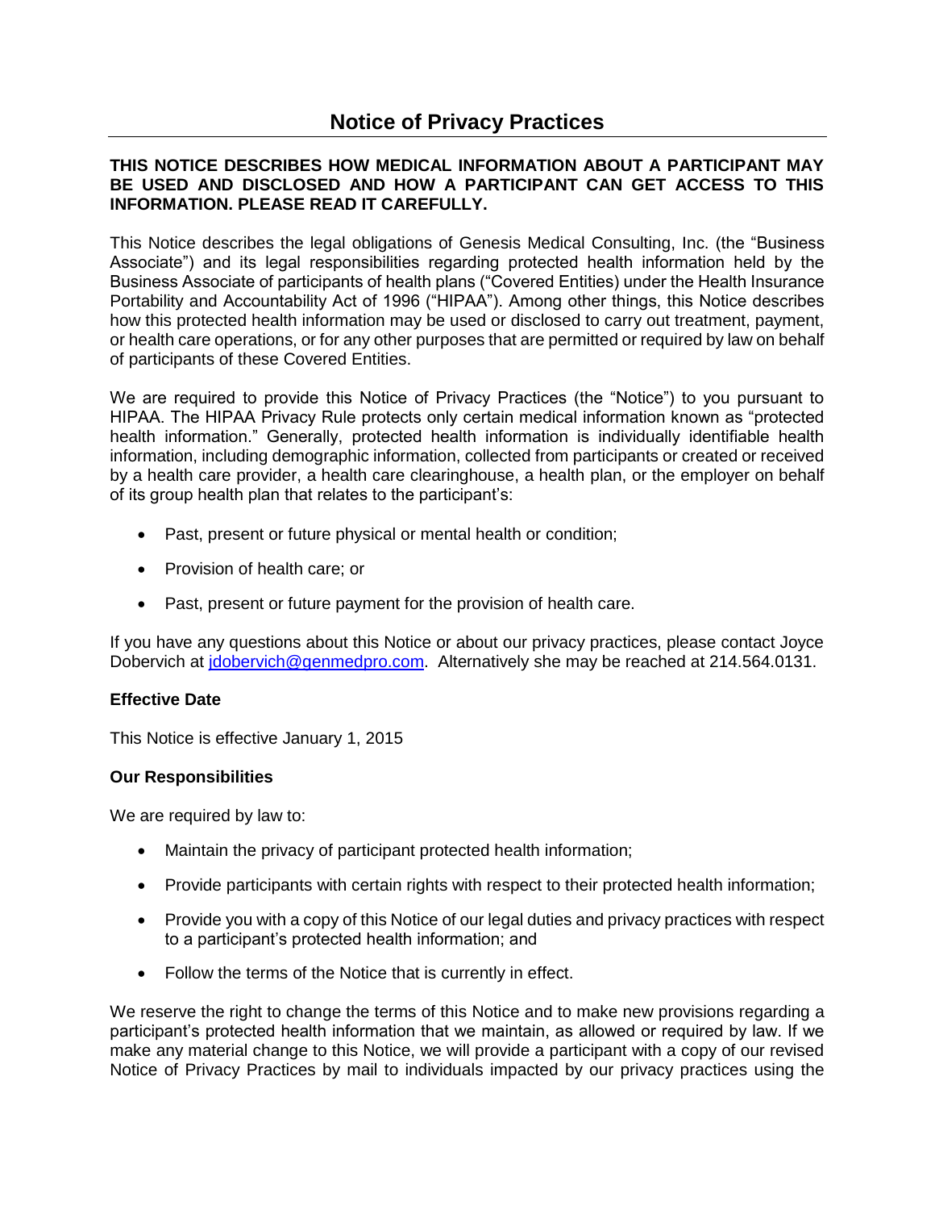# Notice of Privacy Practices

**THIS NOTICE DESCRIBES HOW MEDICAL INFORMATION ABOUT A PARTICIPANT MAY BE USED AND DISCLOSED AND HOW A PARTICIPANT CAN GET ACCESS TO THIS INFORMATION. PLEASE READ IT CAREFULLY.**

This Notice describes the legal obligations of Genesis Medical Consulting, Inc. (the "Business Associate") and its legal responsibilities regarding protected health information held by the Business Associate of participants of health plans ("Covered Entities) under the Health Insurance Portability and Accountability Act of 1996 ("HIPAA"). Among other things, this Notice describes how this protected health information may be used or disclosed to carry out treatment, payment, or health care operations, or for any other purposes that are permitted or required by law on behalf of participants of these Covered Entities.

We are required to provide this Notice of Privacy Practices (the "Notice") to you pursuant to HIPAA. The HIPAA Privacy Rule protects only certain medical information known as "protected health information." Generally, protected health information is individually identifiable health information, including demographic information, collected from participants or created or received by a health care provider, a health care clearinghouse, a health plan, or the employer on behalf of its group health plan that relates to the participant's:

- Past, present or future physical or mental health or condition;
- Provision of health care; or
- Past, present or future payment for the provision of health care.

If you have any questions about this Notice or about our privacy practices, please contact Joyce Dobervich at jdobervich@genmedpro.com. Alternatively she may be reached at 214.564.0131.

**Effective Date**

This Notice is effective January 1, 2015

**Our Responsibilities**

We are required by law to:

- Maintain the privacy of participant protected health information;
- Provide participants with certain rights with respect to their protected health information;
- Provide you with a copy of this Notice of our legal duties and privacy practices with respect to a participant's protected health information; and
- Follow the terms of the Notice that is currently in effect.

We reserve the right to change the terms of this Notice and to make new provisions regarding a participant's protected health information that we maintain, as allowed or required by law. If we make any material change to this Notice, we will provide a participant with a copy of our revised Notice of Privacy Practices by mail to individuals impacted by our privacy practices using the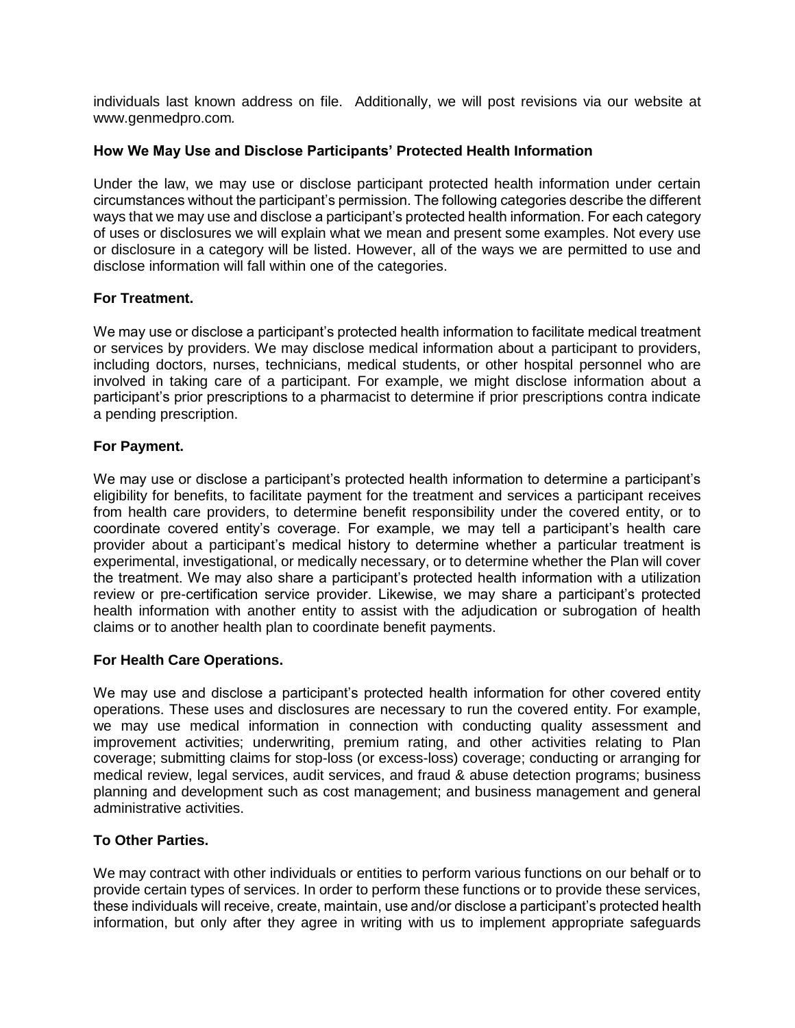individuals last known address on file. Additionally, we will post revisions via our website at www.genmedpro.com.

## How We May Use and Disclose Participants' Protected Health Information

Under the law, we may use or disclose participant protected health information under certain circumstances without the participant's permission. The following categories describe the different ways that we may use and disclose a participant's protected health information. For each category of uses or disclosures we will explain what we mean and present some examples. Not every use or disclosure in a category will be listed. However, all of the ways we are permitted to use and disclose information will fall within one of the categories.

### For Treatment.

We may use or disclose a participant's protected health information to facilitate medical treatment or services by providers. We may disclose medical information about a participant to providers, including doctors, nurses, technicians, medical students, or other hospital personnel who are involved in taking care of a participant. For example, we might disclose information about a participant's prior prescriptions to a pharmacist to determine if prior prescriptions contra indicate a pending prescription.

### For Payment.

We may use or disclose a participant's protected health information to determine a participant's eligibility for benefits, to facilitate payment for the treatment and services a participant receives from health care providers, to determine benefit responsibility under the covered entity, or to coordinate covered entity's coverage. For example, we may tell a participant's health care provider about a participant's medical history to determine whether a particular treatment is experimental, investigational, or medically necessary, or to determine whether the Plan will cover the treatment. We may also share a participant's protected health information with a utilization review or pre-certification service provider. Likewise, we may share a participant's protected health information with another entity to assist with the adjudication or subrogation of health claims or to another health plan to coordinate benefit payments.

### For Health Care Operations.

We may use and disclose a participant's protected health information for other covered entity operations. These uses and disclosures are necessary to run the covered entity. For example, we may use medical information in connection with conducting quality assessment and improvement activities; underwriting, premium rating, and other activities relating to Plan coverage; submitting claims for stop-loss (or excess-loss) coverage; conducting or arranging for medical review, legal services, audit services, and fraud & abuse detection programs; business planning and development such as cost management; and business management and general administrative activities.

### To Other Parties.

We may contract with other individuals or entities to perform various functions on our behalf or to provide certain types of services. In order to perform these functions or to provide these services, these individuals will receive, create, maintain, use and/or disclose a participant's protected health information, but only after they agree in writing with us to implement appropriate safeguards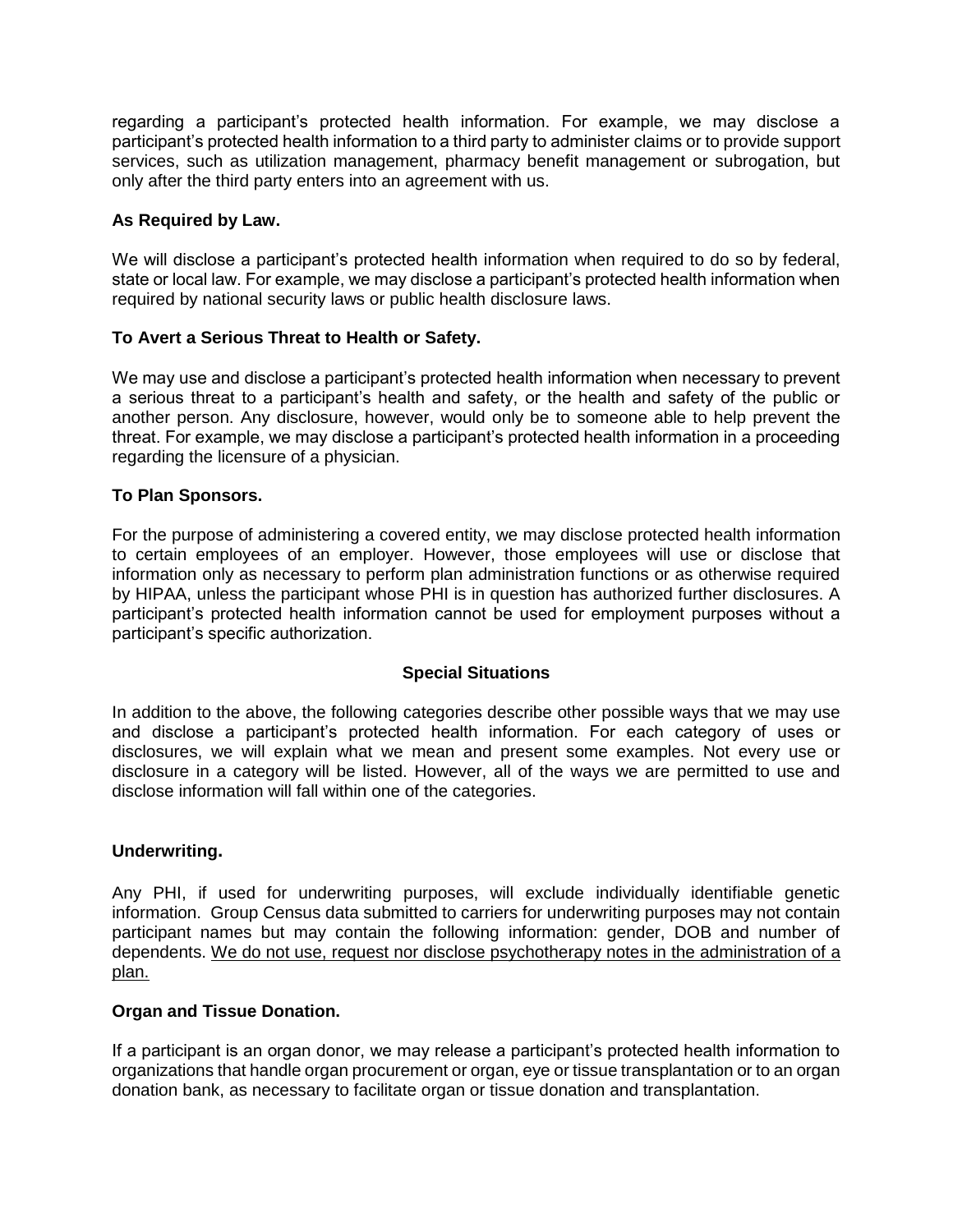regarding a participant's protected health information. For example, we may disclose a participant's protected health information to a third party to administer claims or to provide support services, such as utilization management, pharmacy benefit management or subrogation, but only after the third party enters into an agreement with us.

**As Required by Law.**

We will disclose a participant's protected health information when required to do so by federal, state or local law. For example, we may disclose a participant's protected health information when required by national security laws or public health disclosure laws.

**To Avert a Serious Threat to Health or Safety.**

We may use and disclose a participant's protected health information when necessary to prevent a serious threat to a participant's health and safety, or the health and safety of the public or another person. Any disclosure, however, would only be to someone able to help prevent the threat. For example, we may disclose a participant's protected health information in a proceeding regarding the licensure of a physician.

**To Plan Sponsors.**

For the purpose of administering a covered entity, we may disclose protected health information to certain employees of an employer. However, those employees will use or disclose that information only as necessary to perform plan administration functions or as otherwise required by HIPAA, unless the participant whose PHI is in question has authorized further disclosures. A participant's protected health information cannot be used for employment purposes without a participant's specific authorization.

## Special Situations

In addition to the above, the following categories describe other possible ways that we may use and disclose a participant's protected health information. For each category of uses or disclosures, we will explain what we mean and present some examples. Not every use or disclosure in a category will be listed. However, all of the ways we are permitted to use and disclose information will fall within one of the categories.

**Underwriting.**

Any PHI, if used for underwriting purposes, will exclude individually identifiable genetic information. Group Census data submitted to carriers for underwriting purposes may not contain participant names but may contain the following information: gender, DOB and number of dependents. <u>We do not use, request nor disclose psychotherapy notes in the administration of a plan.</u>

**Organ and Tissue Donation.**

If a participant is an organ donor, we may release a participant's protected health information to organizations that handle organ procurement or organ, eye or tissue transplantation or to an organ donation bank, as necessary to facilitate organ or tissue donation and transplantation.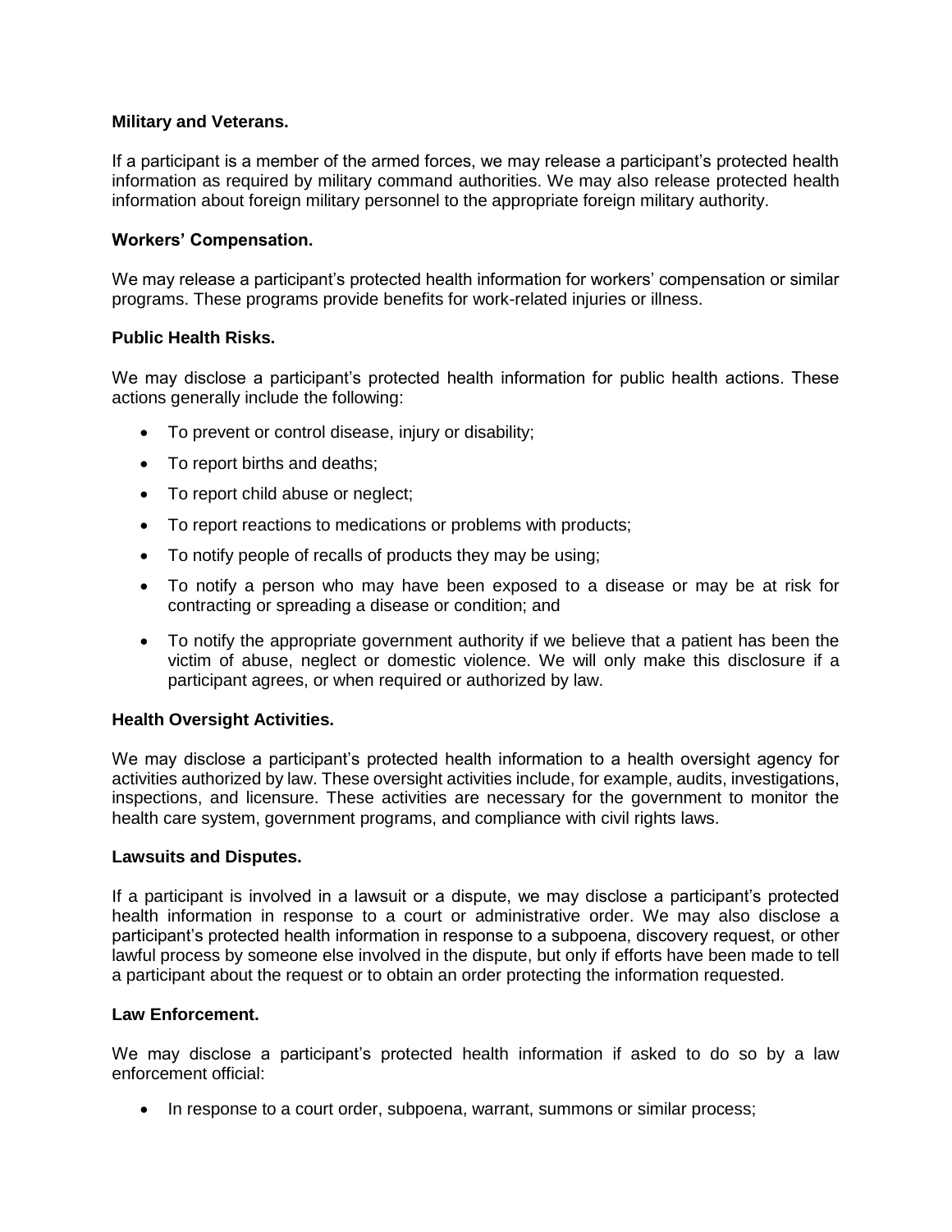**Military and Veterans.**

If a participant is a member of the armed forces, we may release a participant's protected health information as required by military command authorities. We may also release protected health information about foreign military personnel to the appropriate foreign military authority.

**Workers' Compensation.**

We may release a participant's protected health information for workers' compensation or similar programs. These programs provide benefits for work-related injuries or illness.

**Public Health Risks.**

We may disclose a participant's protected health information for public health actions. These actions generally include the following:

- To prevent or control disease, injury or disability;
- To report births and deaths;
- To report child abuse or neglect;
- To report reactions to medications or problems with products;
- To notify people of recalls of products they may be using;
- To notify a person who may have been exposed to a disease or may be at risk for contracting or spreading a disease or condition; and
- To notify the appropriate government authority if we believe that a patient has been the victim of abuse, neglect or domestic violence. We will only make this disclosure if a participant agrees, or when required or authorized by law.

**Health Oversight Activities.**

We may disclose a participant's protected health information to a health oversight agency for activities authorized by law. These oversight activities include, for example, audits, investigations, inspections, and licensure. These activities are necessary for the government to monitor the health care system, government programs, and compliance with civil rights laws.

**Lawsuits and Disputes.**

If a participant is involved in a lawsuit or a dispute, we may disclose a participant's protected health information in response to a court or administrative order. We may also disclose a participant's protected health information in response to a subpoena, discovery request, or other lawful process by someone else involved in the dispute, but only if efforts have been made to tell a participant about the request or to obtain an order protecting the information requested.

**Law Enforcement.**

We may disclose a participant's protected health information if asked to do so by a law enforcement official:

- In response to a court order, subpoena, warrant, summons or similar process;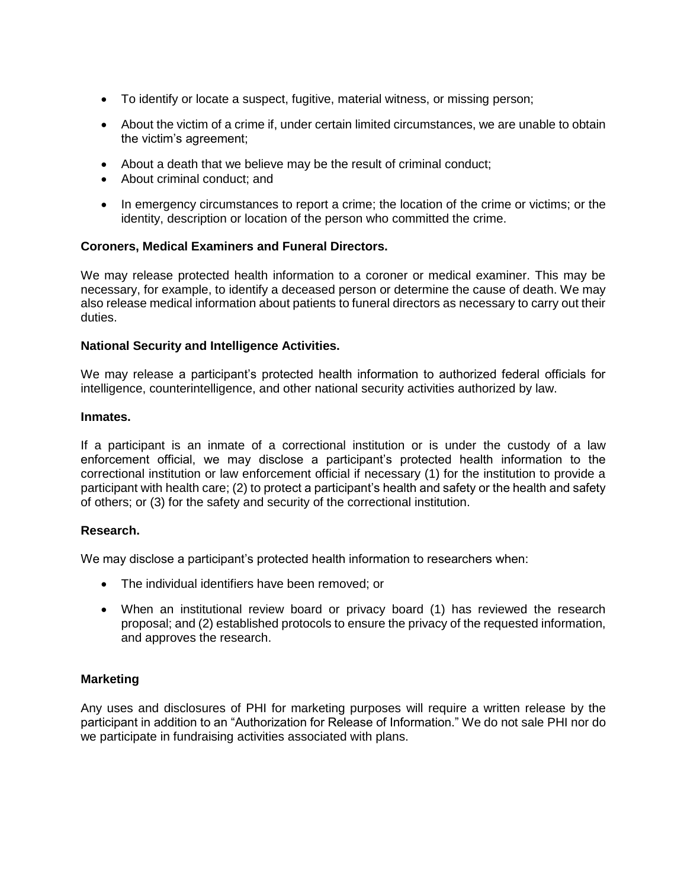- To identify or locate a suspect, fugitive, material witness, or missing person;
- About the victim of a crime if, under certain limited circumstances, we are unable to obtain the victim's agreement;
- About a death that we believe may be the result of criminal conduct;
- About criminal conduct; and
- In emergency circumstances to report a crime; the location of the crime or victims; or the identity, description or location of the person who committed the crime.

**Coroners, Medical Examiners and Funeral Directors.**

We may release protected health information to a coroner or medical examiner. This may be necessary, for example, to identify a deceased person or determine the cause of death. We may also release medical information about patients to funeral directors as necessary to carry out their duties.

**National Security and Intelligence Activities.**

We may release a participant's protected health information to authorized federal officials for intelligence, counterintelligence, and other national security activities authorized by law.

**Inmates.**

If a participant is an inmate of a correctional institution or is under the custody of a law enforcement official, we may disclose a participant's protected health information to the correctional institution or law enforcement official if necessary (1) for the institution to provide a participant with health care; (2) to protect a participant's health and safety or the health and safety of others; or (3) for the safety and security of the correctional institution.

**Research.**

We may disclose a participant's protected health information to researchers when:

- The individual identifiers have been removed; or
- When an institutional review board or privacy board (1) has reviewed the research proposal; and (2) established protocols to ensure the privacy of the requested information, and approves the research.

**Marketing**

Any uses and disclosures of PHI for marketing purposes will require a written release by the participant in addition to an "Authorization for Release of Information." We do not sale PHI nor do we participate in fundraising activities associated with plans.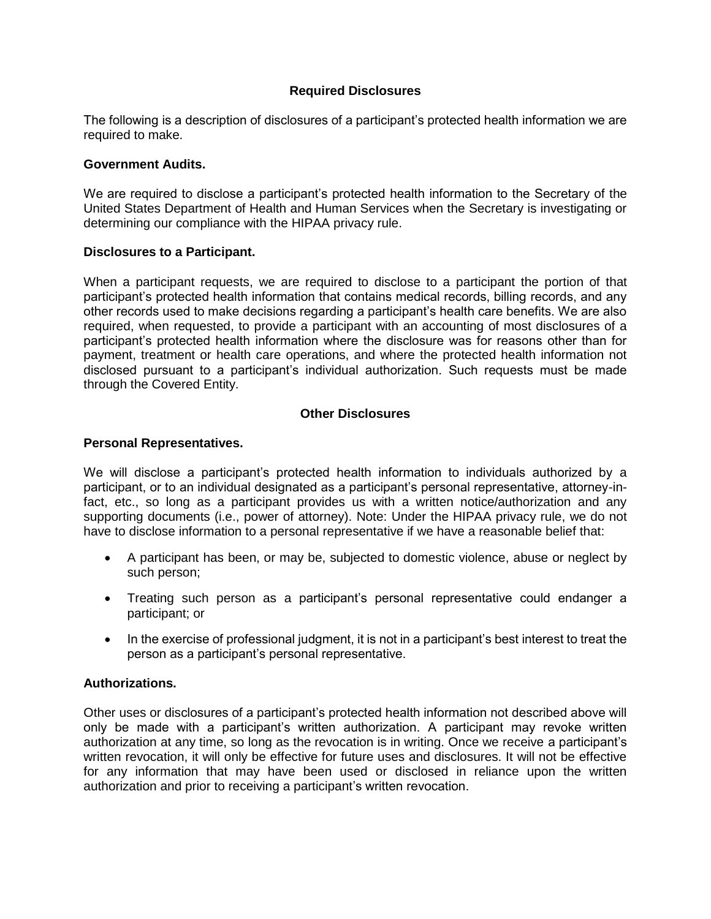## Required Disclosures

The following is a description of disclosures of a participant's protected health information we are required to make.

**Government Audits.**

We are required to disclose a participant's protected health information to the Secretary of the United States Department of Health and Human Services when the Secretary is investigating or determining our compliance with the HIPAA privacy rule.

**Disclosures to a Participant.**

When a participant requests, we are required to disclose to a participant the portion of that participant's protected health information that contains medical records, billing records, and any other records used to make decisions regarding a participant's health care benefits. We are also required, when requested, to provide a participant with an accounting of most disclosures of a participant's protected health information where the disclosure was for reasons other than for payment, treatment or health care operations, and where the protected health information not disclosed pursuant to a participant's individual authorization. Such requests must be made through the Covered Entity.

## Other Disclosures

**Personal Representatives.**

We will disclose a participant's protected health information to individuals authorized by a participant, or to an individual designated as a participant's personal representative, attorney-in-fact, etc., so long as a participant provides us with a written notice/authorization and any supporting documents (i.e., power of attorney). Note: Under the HIPAA privacy rule, we do not have to disclose information to a personal representative if we have a reasonable belief that:

- A participant has been, or may be, subjected to domestic violence, abuse or neglect by such person;
- Treating such person as a participant's personal representative could endanger a participant; or
- In the exercise of professional judgment, it is not in a participant's best interest to treat the person as a participant's personal representative.

**Authorizations.**

Other uses or disclosures of a participant's protected health information not described above will only be made with a participant's written authorization. A participant may revoke written authorization at any time, so long as the revocation is in writing. Once we receive a participant's written revocation, it will only be effective for future uses and disclosures. It will not be effective for any information that may have been used or disclosed in reliance upon the written authorization and prior to receiving a participant's written revocation.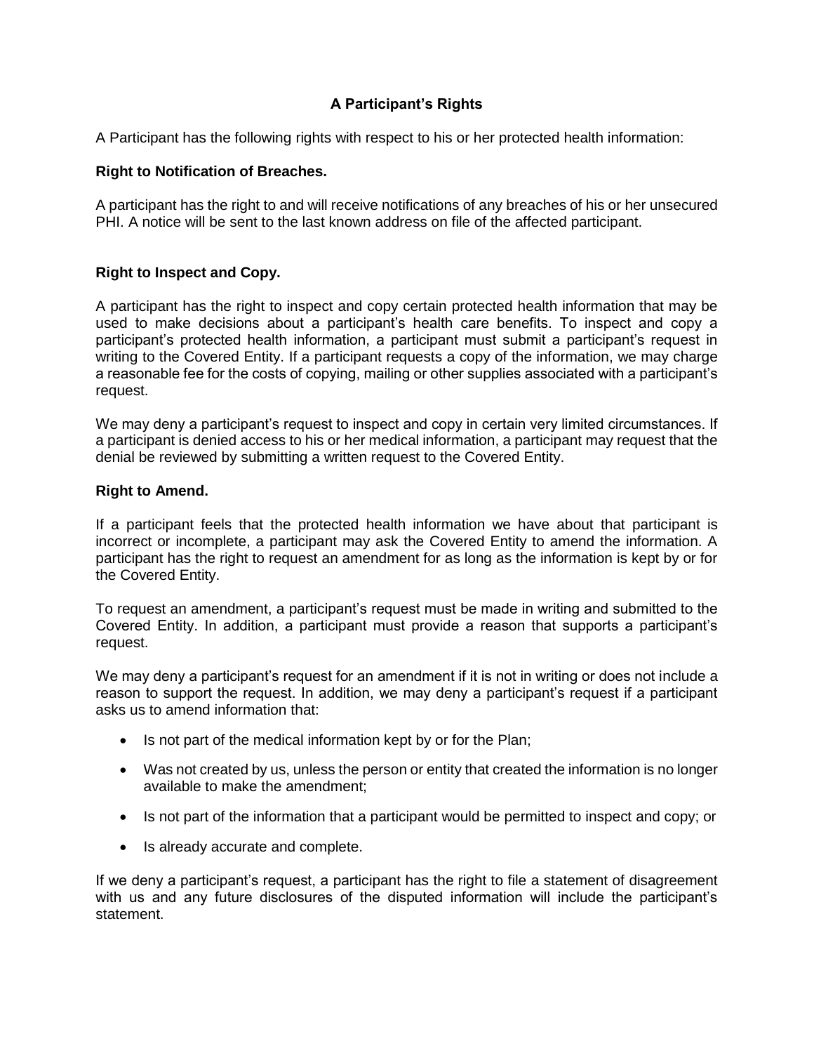## A Participant's Rights

A Participant has the following rights with respect to his or her protected health information:

**Right to Notification of Breaches.**

A participant has the right to and will receive notifications of any breaches of his or her unsecured PHI. A notice will be sent to the last known address on file of the affected participant.

**Right to Inspect and Copy.**

A participant has the right to inspect and copy certain protected health information that may be used to make decisions about a participant's health care benefits. To inspect and copy a participant's protected health information, a participant must submit a participant's request in writing to the Covered Entity. If a participant requests a copy of the information, we may charge a reasonable fee for the costs of copying, mailing or other supplies associated with a participant's request.

We may deny a participant's request to inspect and copy in certain very limited circumstances. If a participant is denied access to his or her medical information, a participant may request that the denial be reviewed by submitting a written request to the Covered Entity.

**Right to Amend.**

If a participant feels that the protected health information we have about that participant is incorrect or incomplete, a participant may ask the Covered Entity to amend the information. A participant has the right to request an amendment for as long as the information is kept by or for the Covered Entity.

To request an amendment, a participant's request must be made in writing and submitted to the Covered Entity. In addition, a participant must provide a reason that supports a participant's request.

We may deny a participant's request for an amendment if it is not in writing or does not include a reason to support the request. In addition, we may deny a participant's request if a participant asks us to amend information that:

- Is not part of the medical information kept by or for the Plan;
- Was not created by us, unless the person or entity that created the information is no longer available to make the amendment;
- Is not part of the information that a participant would be permitted to inspect and copy; or
- Is already accurate and complete.

If we deny a participant's request, a participant has the right to file a statement of disagreement with us and any future disclosures of the disputed information will include the participant's statement.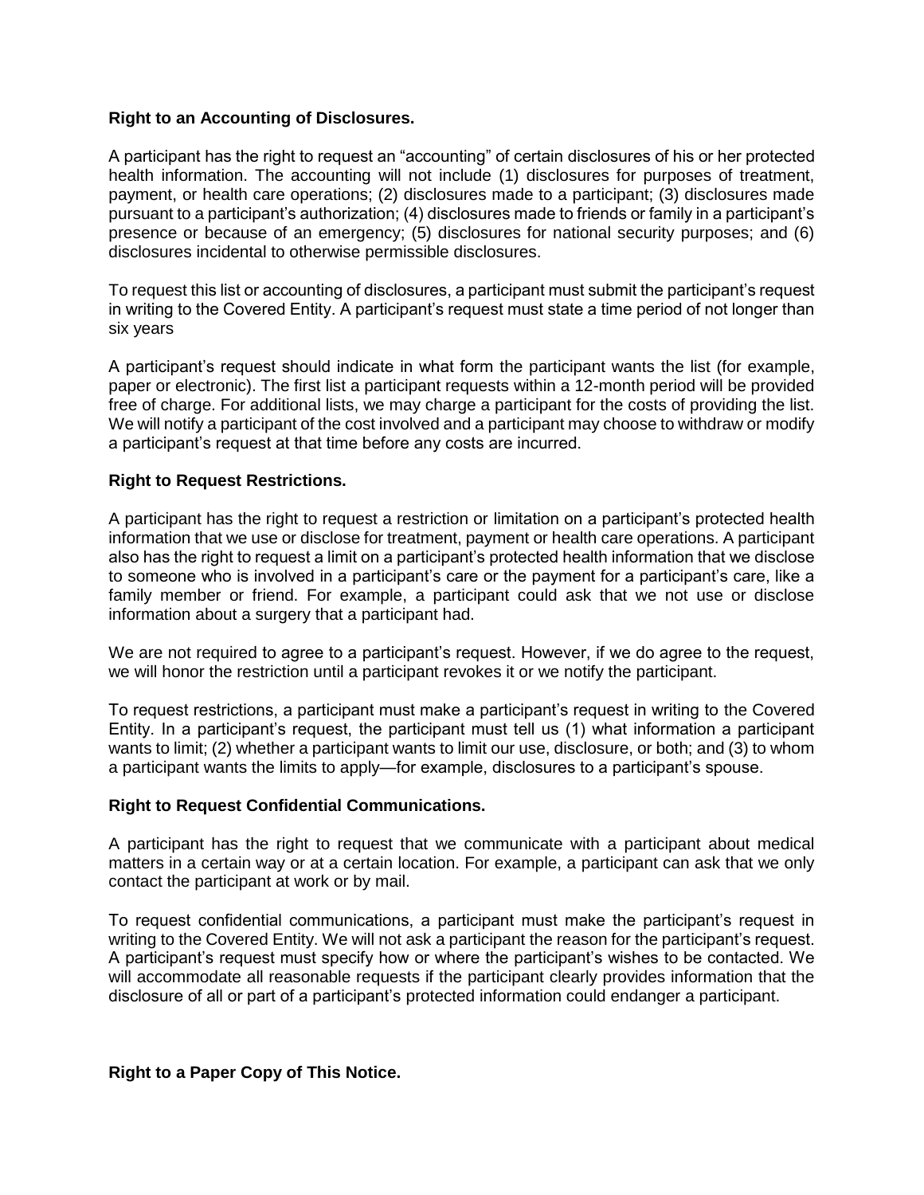**Right to an Accounting of Disclosures.**

A participant has the right to request an "accounting" of certain disclosures of his or her protected health information. The accounting will not include (1) disclosures for purposes of treatment, payment, or health care operations; (2) disclosures made to a participant; (3) disclosures made pursuant to a participant's authorization; (4) disclosures made to friends or family in a participant's presence or because of an emergency; (5) disclosures for national security purposes; and (6) disclosures incidental to otherwise permissible disclosures.

To request this list or accounting of disclosures, a participant must submit the participant's request in writing to the Covered Entity. A participant's request must state a time period of not longer than six years

A participant's request should indicate in what form the participant wants the list (for example, paper or electronic). The first list a participant requests within a 12-month period will be provided free of charge. For additional lists, we may charge a participant for the costs of providing the list. We will notify a participant of the cost involved and a participant may choose to withdraw or modify a participant's request at that time before any costs are incurred.

**Right to Request Restrictions.**

A participant has the right to request a restriction or limitation on a participant's protected health information that we use or disclose for treatment, payment or health care operations. A participant also has the right to request a limit on a participant's protected health information that we disclose to someone who is involved in a participant's care or the payment for a participant's care, like a family member or friend. For example, a participant could ask that we not use or disclose information about a surgery that a participant had.

We are not required to agree to a participant's request. However, if we do agree to the request, we will honor the restriction until a participant revokes it or we notify the participant.

To request restrictions, a participant must make a participant's request in writing to the Covered Entity. In a participant's request, the participant must tell us (1) what information a participant wants to limit; (2) whether a participant wants to limit our use, disclosure, or both; and (3) to whom a participant wants the limits to apply—for example, disclosures to a participant's spouse.

**Right to Request Confidential Communications.**

A participant has the right to request that we communicate with a participant about medical matters in a certain way or at a certain location. For example, a participant can ask that we only contact the participant at work or by mail.

To request confidential communications, a participant must make the participant's request in writing to the Covered Entity. We will not ask a participant the reason for the participant's request. A participant's request must specify how or where the participant's wishes to be contacted. We will accommodate all reasonable requests if the participant clearly provides information that the disclosure of all or part of a participant's protected information could endanger a participant.

**Right to a Paper Copy of This Notice.**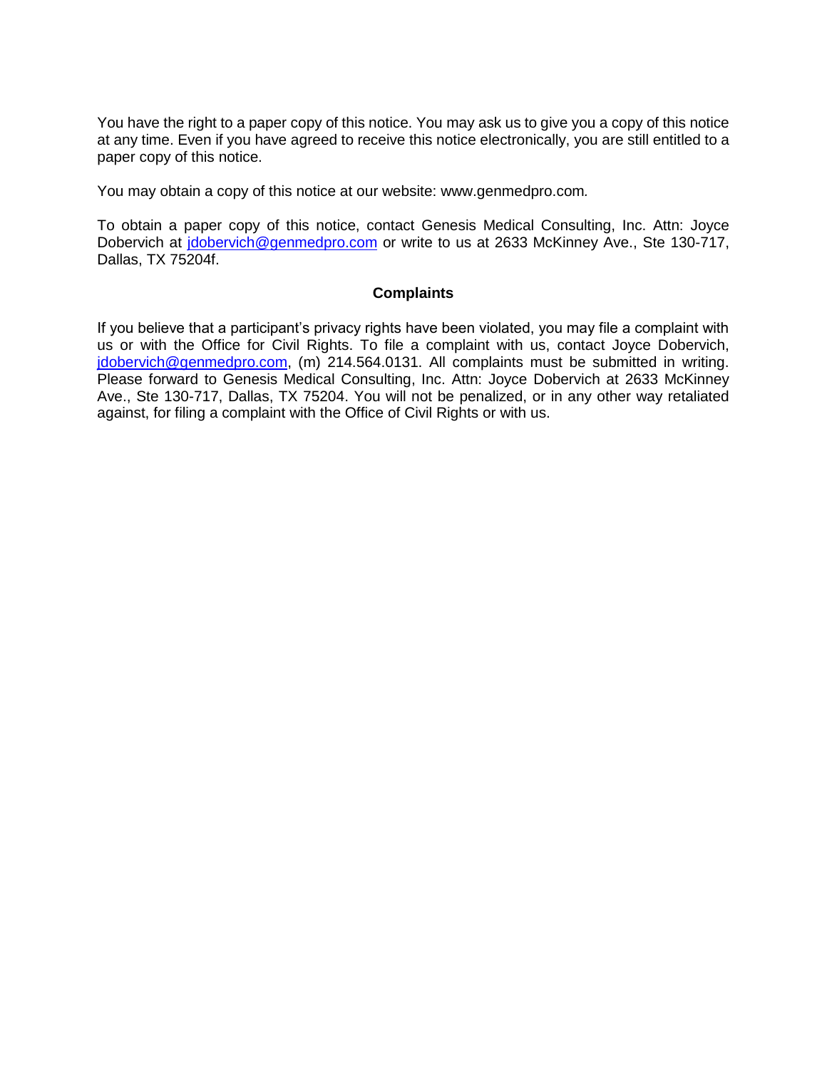You have the right to a paper copy of this notice. You may ask us to give you a copy of this notice at any time. Even if you have agreed to receive this notice electronically, you are still entitled to a paper copy of this notice.

You may obtain a copy of this notice at our website: www.genmedpro.com.

To obtain a paper copy of this notice, contact Genesis Medical Consulting, Inc. Attn: Joyce Dobervich at jdobervich@genmedpro.com or write to us at 2633 McKinney Ave., Ste 130-717, Dallas, TX 75204f.

### Complaints

If you believe that a participant's privacy rights have been violated, you may file a complaint with us or with the Office for Civil Rights. To file a complaint with us, contact Joyce Dobervich, jdobervich@genmedpro.com, (m) 214.564.0131. All complaints must be submitted in writing. Please forward to Genesis Medical Consulting, Inc. Attn: Joyce Dobervich at 2633 McKinney Ave., Ste 130-717, Dallas, TX 75204. You will not be penalized, or in any other way retaliated against, for filing a complaint with the Office of Civil Rights or with us.